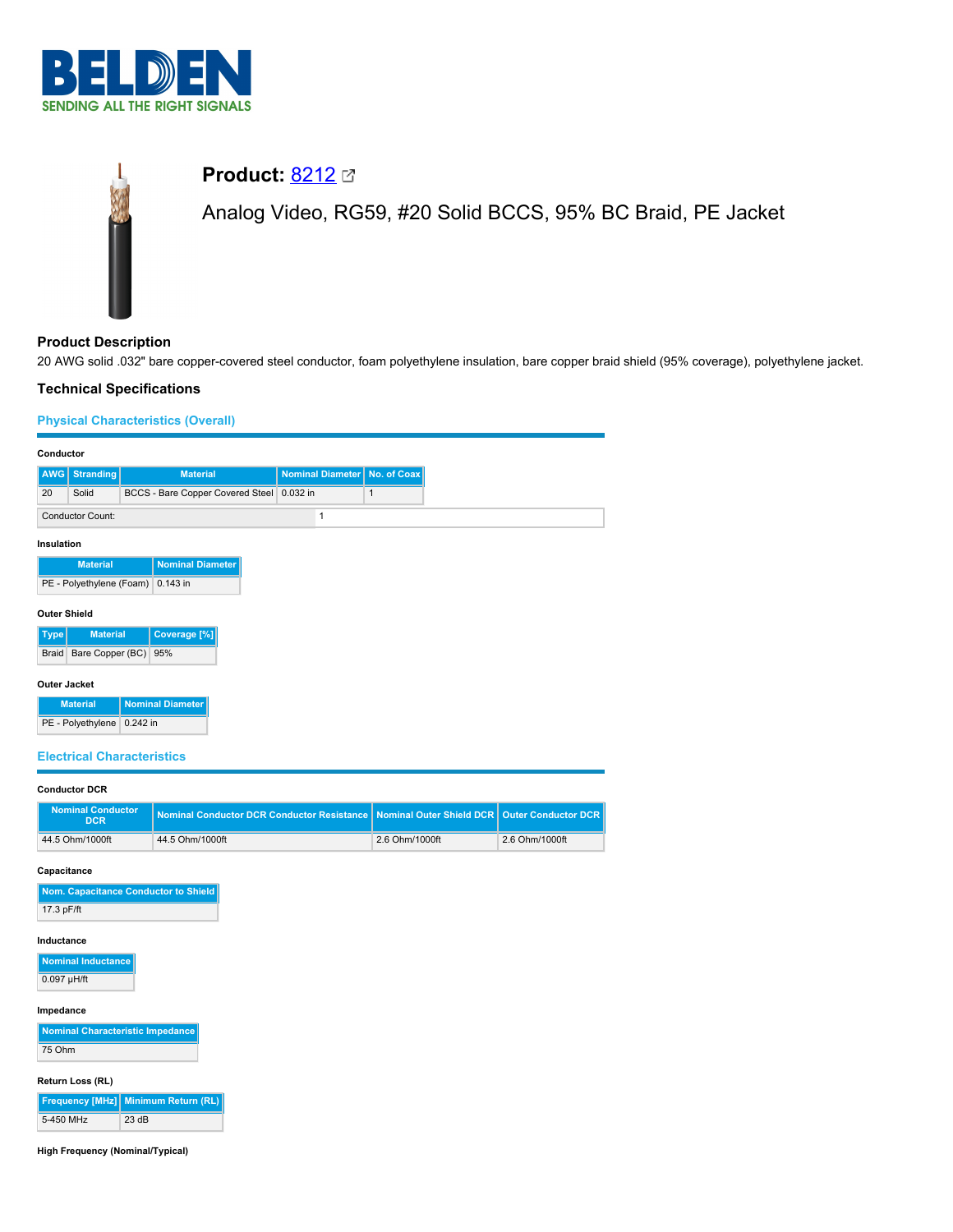# Product: 8212

Analog Video, RG59, #20 Solid BCCS, 95% BC Braid, PE Jacket

## Product Description

20 AWG solid .032" bare copper-covered steel conductor, foam polyethylene insulation, bare copper braid shield (95% coverage), polyethylene jacket.

## Technical Specifications

### Physical Characteristics (Overall)

**Conductor**

| AWG | Stranding | Material | Nominal Diameter | No. of Coax |
|---|---|---|---|---|
| 20 | Solid | BCCS - Bare Copper Covered Steel | 0.032 in | 1 |

| Conductor Count: | 1 |
|---|---|

**Insulation**

| Material | Nominal Diameter |
|---|---|
| PE - Polyethylene (Foam) | 0.143 in |

**Outer Shield**

| Type | Material | Coverage [%] |
|---|---|---|
| Braid | Bare Copper (BC) | 95% |

**Outer Jacket**

| Material | Nominal Diameter |
|---|---|
| PE - Polyethylene | 0.242 in |

### Electrical Characteristics

**Conductor DCR**

| Nominal Conductor DCR | Nominal Conductor DCR Conductor Resistance | Nominal Outer Shield DCR | Outer Conductor DCR |
|---|---|---|---|
| 44.5 Ohm/1000ft | 44.5 Ohm/1000ft | 2.6 Ohm/1000ft | 2.6 Ohm/1000ft |

**Capacitance**

| Nom. Capacitance Conductor to Shield |
|---|
| 17.3 pF/ft |

**Inductance**

| Nominal Inductance |
|---|
| 0.097 µH/ft |

**Impedance**

| Nominal Characteristic Impedance |
|---|
| 75 Ohm |

**Return Loss (RL)**

| Frequency [MHz] | Minimum Return (RL) |
|---|---|
| 5-450 MHz | 23 dB |

**High Frequency (Nominal/Typical)**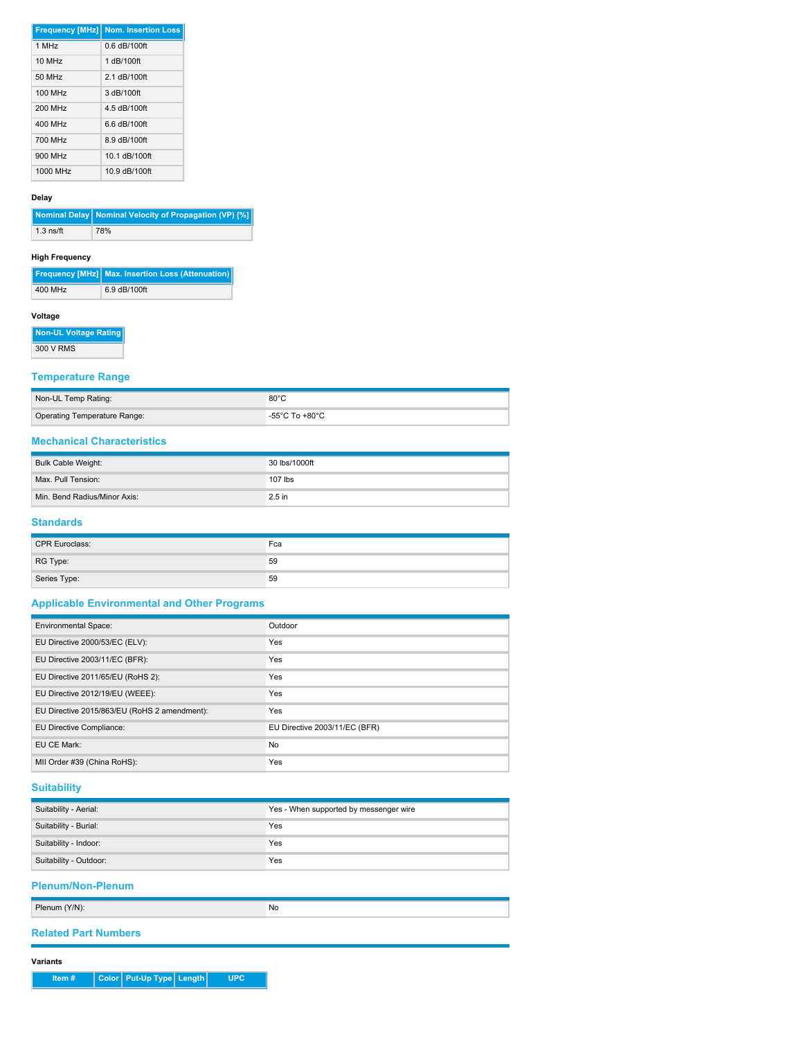| Frequency [MHz] | Nom. Insertion Loss |
|---|---|
| 1 MHz | 0.6 dB/100ft |
| 10 MHz | 1 dB/100ft |
| 50 MHz | 2.1 dB/100ft |
| 100 MHz | 3 dB/100ft |
| 200 MHz | 4.5 dB/100ft |
| 400 MHz | 6.6 dB/100ft |
| 700 MHz | 8.9 dB/100ft |
| 900 MHz | 10.1 dB/100ft |
| 1000 MHz | 10.9 dB/100ft |

**Delay**

| Nominal Delay | Nominal Velocity of Propagation (VP) [%] |
|---|---|
| 1.3 ns/ft | 78% |

**High Frequency**

| Frequency [MHz] | Max. Insertion Loss (Attenuation) |
|---|---|
| 400 MHz | 6.9 dB/100ft |

**Voltage**

| Non-UL Voltage Rating |
|---|
| 300 V RMS |

## Temperature Range

| | |
|---|---|
| Non-UL Temp Rating: | 80°C |
| Operating Temperature Range: | -55°C To +80°C |

## Mechanical Characteristics

| | |
|---|---|
| Bulk Cable Weight: | 30 lbs/1000ft |
| Max. Pull Tension: | 107 lbs |
| Min. Bend Radius/Minor Axis: | 2.5 in |

## Standards

| | |
|---|---|
| CPR Euroclass: | Fca |
| RG Type: | 59 |
| Series Type: | 59 |

## Applicable Environmental and Other Programs

| | |
|---|---|
| Environmental Space: | Outdoor |
| EU Directive 2000/53/EC (ELV): | Yes |
| EU Directive 2003/11/EC (BFR): | Yes |
| EU Directive 2011/65/EU (RoHS 2): | Yes |
| EU Directive 2012/19/EU (WEEE): | Yes |
| EU Directive 2015/863/EU (RoHS 2 amendment): | Yes |
| EU Directive Compliance: | EU Directive 2003/11/EC (BFR) |
| EU CE Mark: | No |
| MII Order #39 (China RoHS): | Yes |

## Suitability

| | |
|---|---|
| Suitability - Aerial: | Yes - When supported by messenger wire |
| Suitability - Burial: | Yes |
| Suitability - Indoor: | Yes |
| Suitability - Outdoor: | Yes |

## Plenum/Non-Plenum

| | |
|---|---|
| Plenum (Y/N): | No |

## Related Part Numbers

**Variants**

| Item # | Color | Put-Up Type | Length | UPC |
|---|---|---|---|---|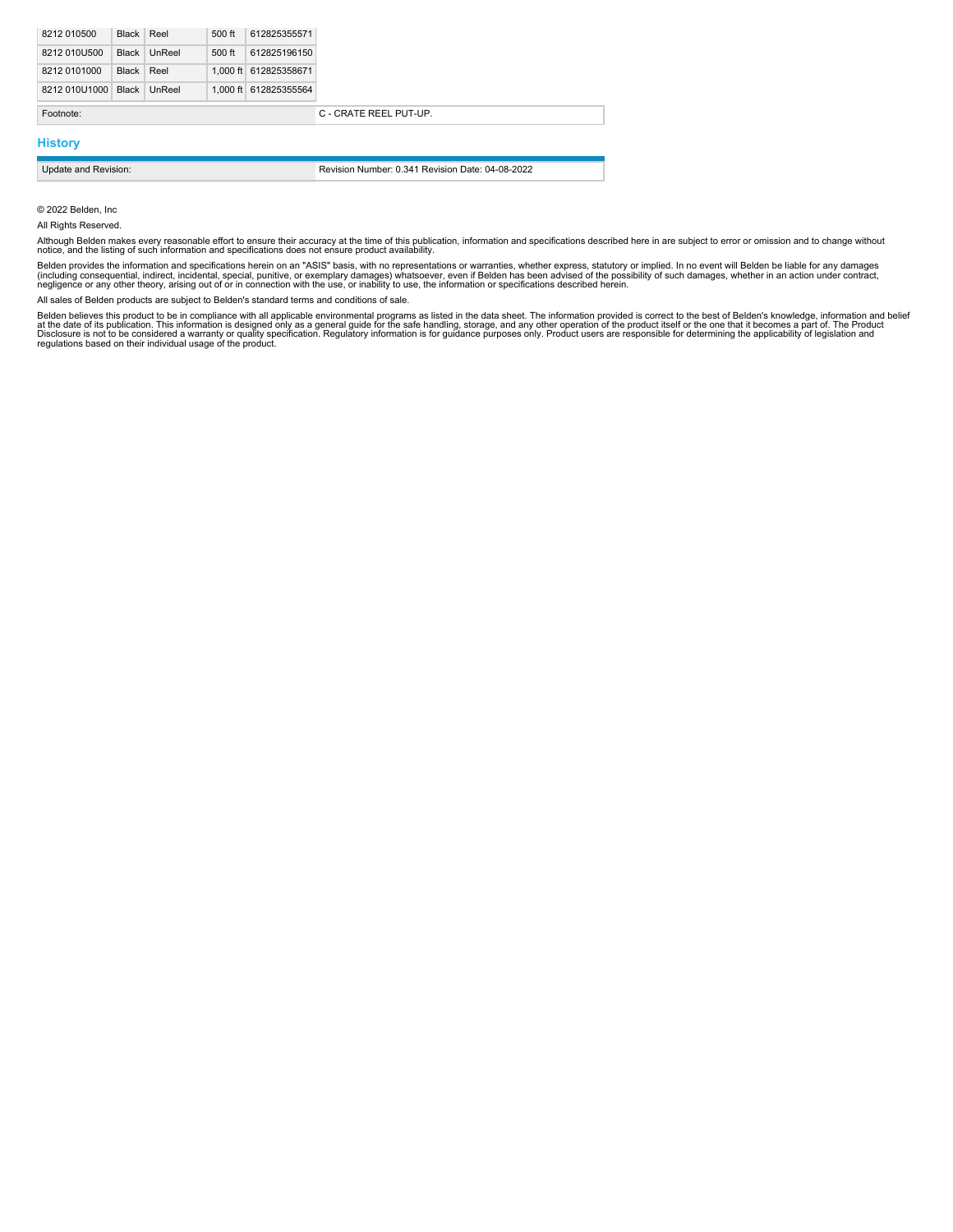| | | | | |
|---|---|---|---|---|
| 8212 010500 | Black | Reel | 500 ft | 612825355571 |
| 8212 010U500 | Black | UnReel | 500 ft | 612825196150 |
| 8212 0101000 | Black | Reel | 1,000 ft | 612825358671 |
| 8212 010U1000 | Black | UnReel | 1,000 ft | 612825355564 |

| | |
|---|---|
| Footnote: | C - CRATE REEL PUT-UP. |

## History

| | |
|---|---|
| Update and Revision: | Revision Number: 0.341 Revision Date: 04-08-2022 |

© 2022 Belden, Inc

All Rights Reserved.

Although Belden makes every reasonable effort to ensure their accuracy at the time of this publication, information and specifications described here in are subject to error or omission and to change without notice, and the listing of such information and specifications does not ensure product availability.

Belden provides the information and specifications herein on an "ASIS" basis, with no representations or warranties, whether express, statutory or implied. In no event will Belden be liable for any damages (including consequential, indirect, incidental, special, punitive, or exemplary damages) whatsoever, even if Belden has been advised of the possibility of such damages, whether in an action under contract, negligence or any other theory, arising out of or in connection with the use, or inability to use, the information or specifications described herein.

All sales of Belden products are subject to Belden's standard terms and conditions of sale.

Belden believes this product to be in compliance with all applicable environmental programs as listed in the data sheet. The information provided is correct to the best of Belden's knowledge, information and belief at the date of its publication. This information is designed only as a general guide for the safe handling, storage, and any other operation of the product itself or the one that it becomes a part of. The Product Disclosure is not to be considered a warranty or quality specification. Regulatory information is for guidance purposes only. Product users are responsible for determining the applicability of legislation and regulations based on their individual usage of the product.